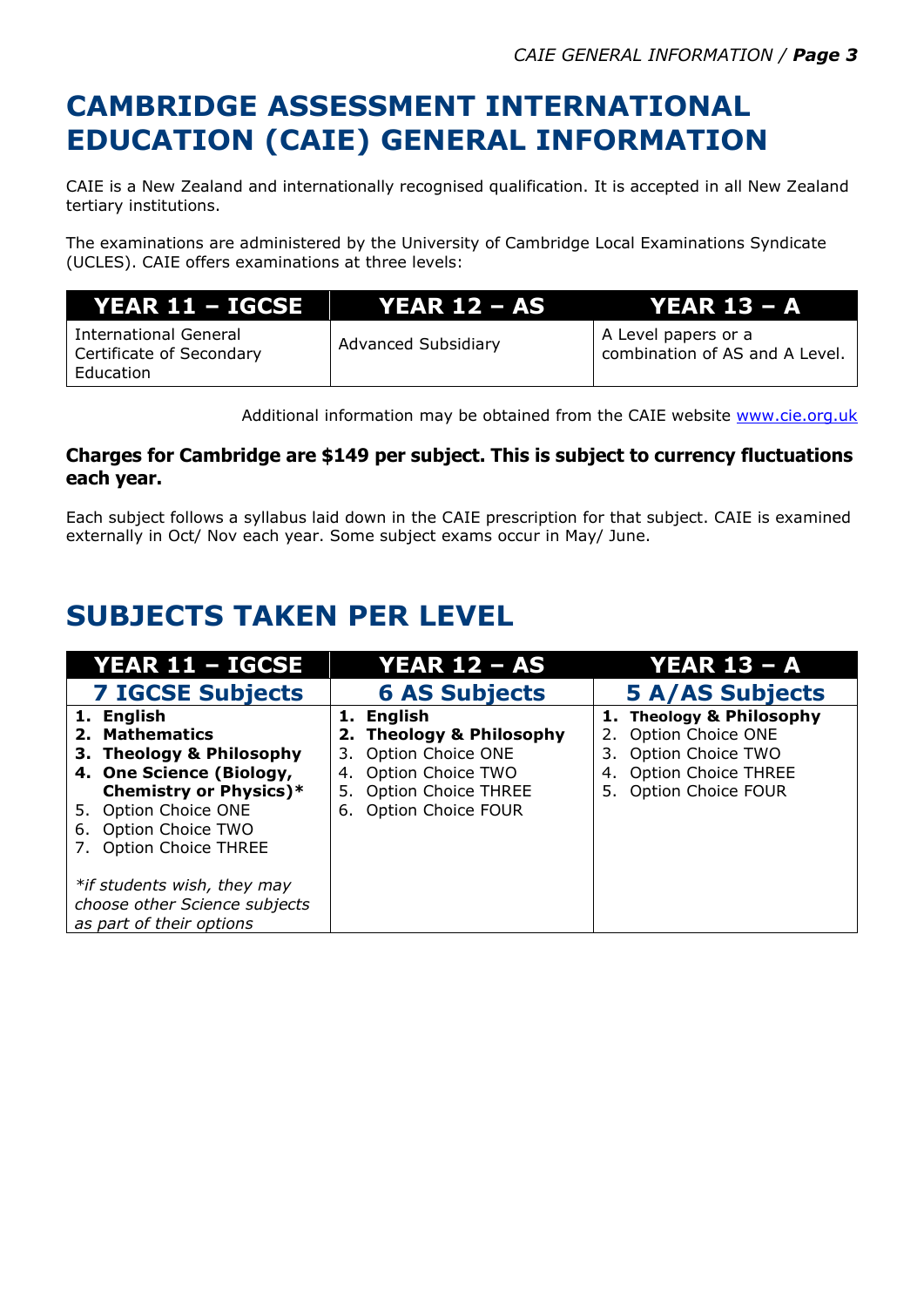# CAMBRIDGE ASSESSMENT INTERNATIONAL EDUCATION (CAIE) GENERAL INFORMATION

CAIE is a New Zealand and internationally recognised qualification. It is accepted in all New Zealand tertiary institutions.

The examinations are administered by the University of Cambridge Local Examinations Syndicate (UCLES). CAIE offers examinations at three levels:

| YEAR 11 – IGCSE | YEAR 12 – AS | YEAR 13 – A |
|---|---|---|
| International General Certificate of Secondary Education | Advanced Subsidiary | A Level papers or a combination of AS and A Level. |

Additional information may be obtained from the CAIE website www.cie.org.uk

**Charges for Cambridge are $149 per subject. This is subject to currency fluctuations each year.**

Each subject follows a syllabus laid down in the CAIE prescription for that subject. CAIE is examined externally in Oct/ Nov each year. Some subject exams occur in May/ June.

# SUBJECTS TAKEN PER LEVEL

| YEAR 11 – IGCSE | YEAR 12 – AS | YEAR 13 – A |
|---|---|---|
| **7 IGCSE Subjects** | **6 AS Subjects** | **5 A/AS Subjects** |
| 1. **English**<br>2. **Mathematics**<br>3. **Theology & Philosophy**<br>4. **One Science (Biology, Chemistry or Physics)***<br>5. Option Choice ONE<br>6. Option Choice TWO<br>7. Option Choice THREE<br><br>*\*if students wish, they may choose other Science subjects as part of their options* | 1. **English**<br>2. **Theology & Philosophy**<br>3. Option Choice ONE<br>4. Option Choice TWO<br>5. Option Choice THREE<br>6. Option Choice FOUR | 1. **Theology & Philosophy**<br>2. Option Choice ONE<br>3. Option Choice TWO<br>4. Option Choice THREE<br>5. Option Choice FOUR |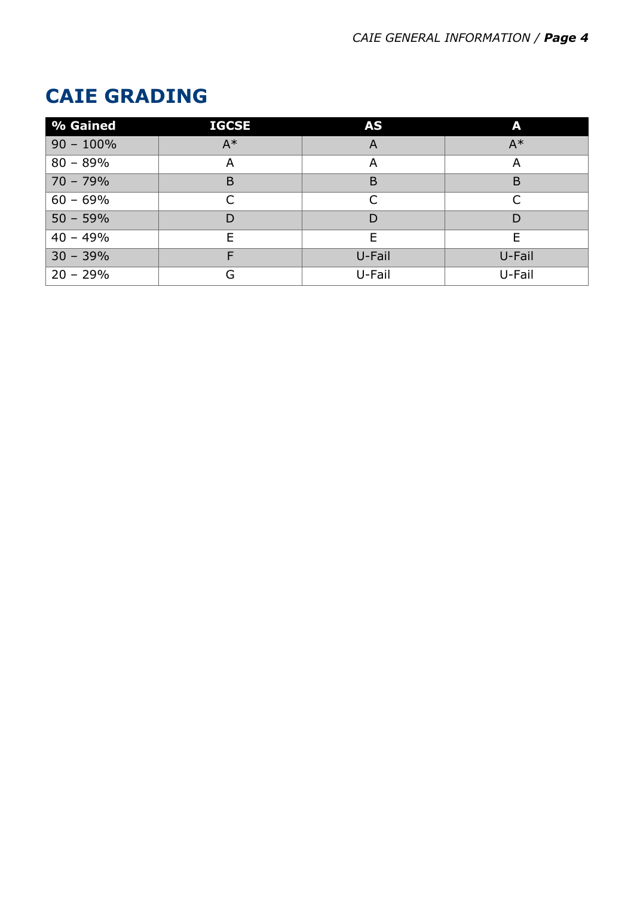# CAIE GRADING

| % Gained | IGCSE | AS | A |
|---|---|---|---|
| 90 – 100% | A* | A | A* |
| 80 – 89% | A | A | A |
| 70 – 79% | B | B | B |
| 60 – 69% | C | C | C |
| 50 – 59% | D | D | D |
| 40 – 49% | E | E | E |
| 30 – 39% | F | U-Fail | U-Fail |
| 20 – 29% | G | U-Fail | U-Fail |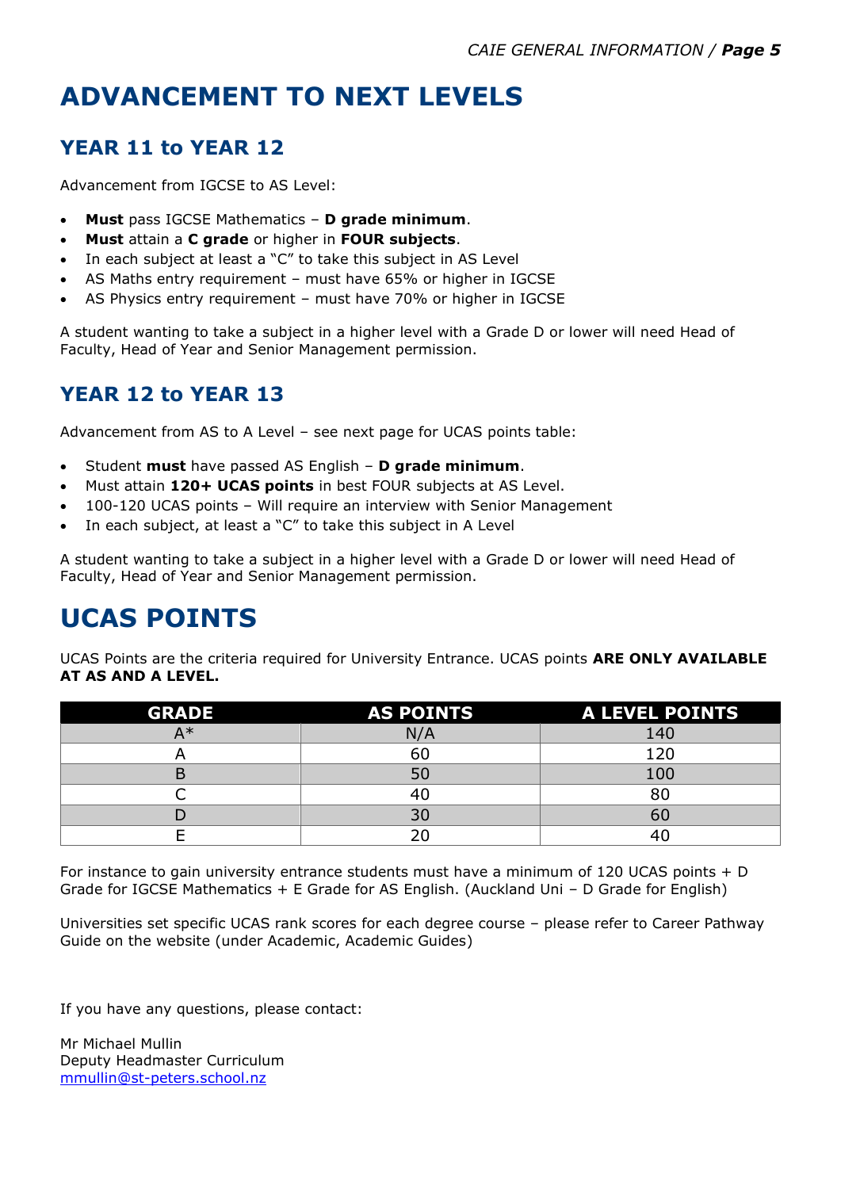# ADVANCEMENT TO NEXT LEVELS

## YEAR 11 to YEAR 12

Advancement from IGCSE to AS Level:

- **Must** pass IGCSE Mathematics – **D grade minimum**.
- **Must** attain a **C grade** or higher in **FOUR subjects**.
- In each subject at least a "C" to take this subject in AS Level
- AS Maths entry requirement – must have 65% or higher in IGCSE
- AS Physics entry requirement – must have 70% or higher in IGCSE

A student wanting to take a subject in a higher level with a Grade D or lower will need Head of Faculty, Head of Year and Senior Management permission.

## YEAR 12 to YEAR 13

Advancement from AS to A Level – see next page for UCAS points table:

- Student **must** have passed AS English – **D grade minimum**.
- Must attain **120+ UCAS points** in best FOUR subjects at AS Level.
- 100-120 UCAS points – Will require an interview with Senior Management
- In each subject, at least a "C" to take this subject in A Level

A student wanting to take a subject in a higher level with a Grade D or lower will need Head of Faculty, Head of Year and Senior Management permission.

# UCAS POINTS

UCAS Points are the criteria required for University Entrance. UCAS points **ARE ONLY AVAILABLE AT AS AND A LEVEL.**

| GRADE | AS POINTS | A LEVEL POINTS |
|---|---|---|
| A* | N/A | 140 |
| A | 60 | 120 |
| B | 50 | 100 |
| C | 40 | 80 |
| D | 30 | 60 |
| E | 20 | 40 |

For instance to gain university entrance students must have a minimum of 120 UCAS points + D Grade for IGCSE Mathematics + E Grade for AS English. (Auckland Uni – D Grade for English)

Universities set specific UCAS rank scores for each degree course – please refer to Career Pathway Guide on the website (under Academic, Academic Guides)

If you have any questions, please contact:

Mr Michael Mullin
Deputy Headmaster Curriculum
mmullin@st-peters.school.nz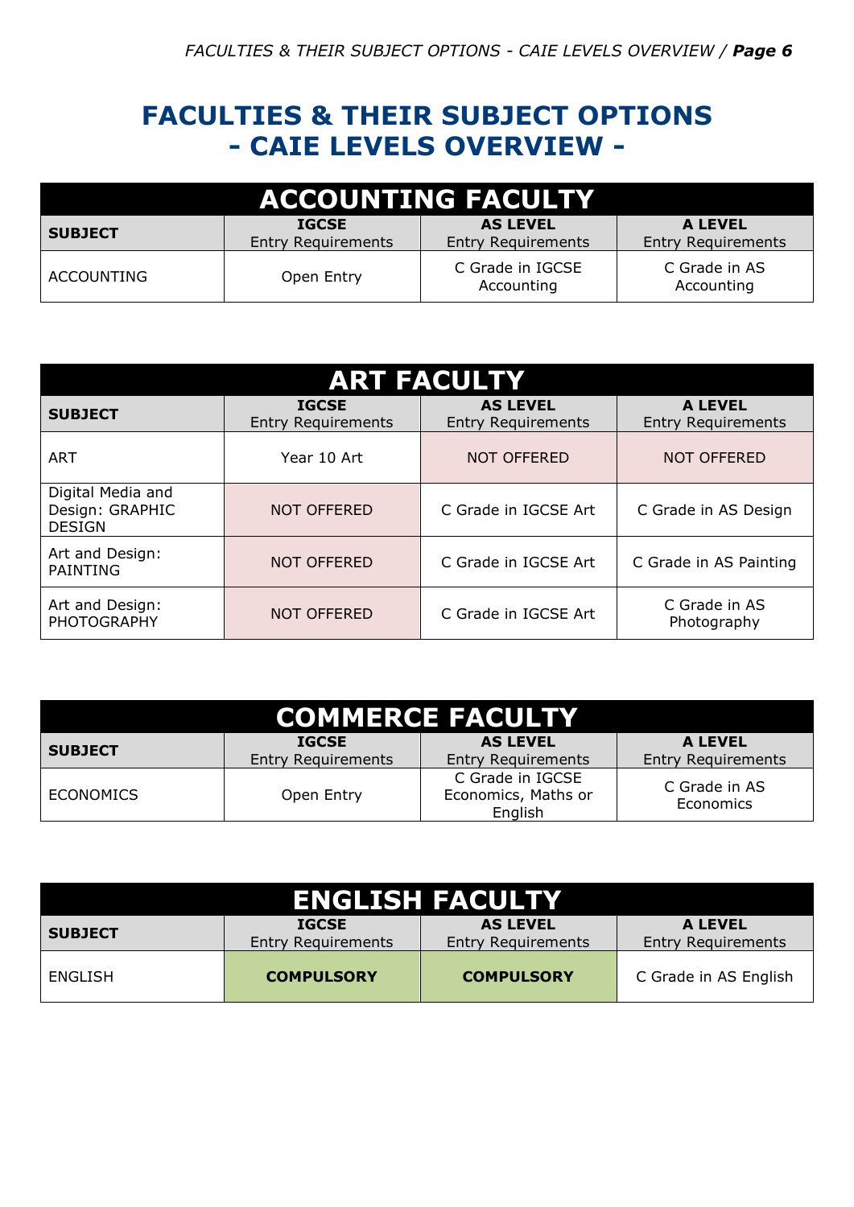# FACULTIES & THEIR SUBJECT OPTIONS - CAIE LEVELS OVERVIEW -

## ACCOUNTING FACULTY

| SUBJECT | IGCSE Entry Requirements | AS LEVEL Entry Requirements | A LEVEL Entry Requirements |
|---|---|---|---|
| ACCOUNTING | Open Entry | C Grade in IGCSE Accounting | C Grade in AS Accounting |

## ART FACULTY

| SUBJECT | IGCSE Entry Requirements | AS LEVEL Entry Requirements | A LEVEL Entry Requirements |
|---|---|---|---|
| ART | Year 10 Art | NOT OFFERED | NOT OFFERED |
| Digital Media and Design: GRAPHIC DESIGN | NOT OFFERED | C Grade in IGCSE Art | C Grade in AS Design |
| Art and Design: PAINTING | NOT OFFERED | C Grade in IGCSE Art | C Grade in AS Painting |
| Art and Design: PHOTOGRAPHY | NOT OFFERED | C Grade in IGCSE Art | C Grade in AS Photography |

## COMMERCE FACULTY

| SUBJECT | IGCSE Entry Requirements | AS LEVEL Entry Requirements | A LEVEL Entry Requirements |
|---|---|---|---|
| ECONOMICS | Open Entry | C Grade in IGCSE Economics, Maths or English | C Grade in AS Economics |

## ENGLISH FACULTY

| SUBJECT | IGCSE Entry Requirements | AS LEVEL Entry Requirements | A LEVEL Entry Requirements |
|---|---|---|---|
| ENGLISH | **COMPULSORY** | **COMPULSORY** | C Grade in AS English |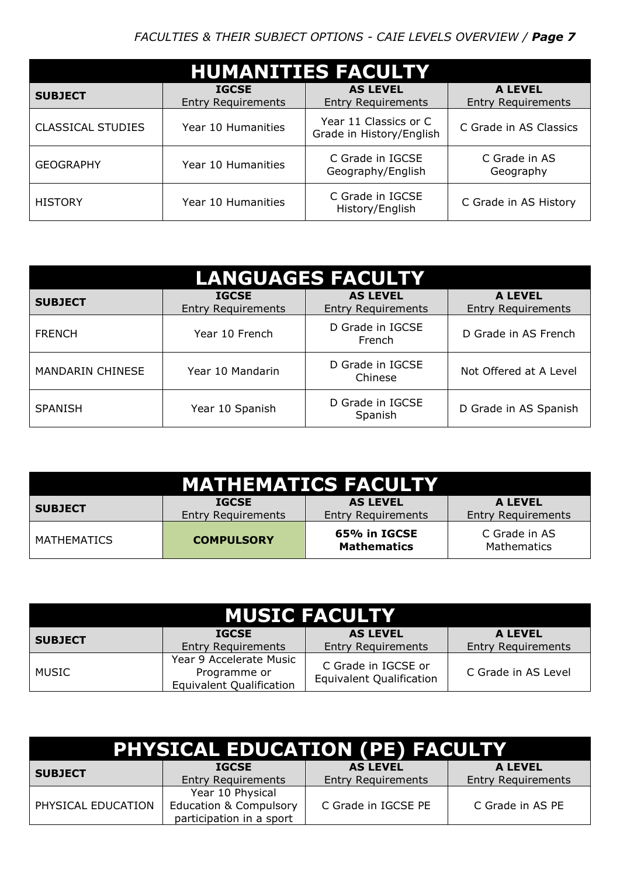## HUMANITIES FACULTY

| SUBJECT | IGCSE Entry Requirements | AS LEVEL Entry Requirements | A LEVEL Entry Requirements |
|---|---|---|---|
| CLASSICAL STUDIES | Year 10 Humanities | Year 11 Classics or C Grade in History/English | C Grade in AS Classics |
| GEOGRAPHY | Year 10 Humanities | C Grade in IGCSE Geography/English | C Grade in AS Geography |
| HISTORY | Year 10 Humanities | C Grade in IGCSE History/English | C Grade in AS History |

## LANGUAGES FACULTY

| SUBJECT | IGCSE Entry Requirements | AS LEVEL Entry Requirements | A LEVEL Entry Requirements |
|---|---|---|---|
| FRENCH | Year 10 French | D Grade in IGCSE French | D Grade in AS French |
| MANDARIN CHINESE | Year 10 Mandarin | D Grade in IGCSE Chinese | Not Offered at A Level |
| SPANISH | Year 10 Spanish | D Grade in IGCSE Spanish | D Grade in AS Spanish |

## MATHEMATICS FACULTY

| SUBJECT | IGCSE Entry Requirements | AS LEVEL Entry Requirements | A LEVEL Entry Requirements |
|---|---|---|---|
| MATHEMATICS | **COMPULSORY** | **65% in IGCSE Mathematics** | C Grade in AS Mathematics |

## MUSIC FACULTY

| SUBJECT | IGCSE Entry Requirements | AS LEVEL Entry Requirements | A LEVEL Entry Requirements |
|---|---|---|---|
| MUSIC | Year 9 Accelerate Music Programme or Equivalent Qualification | C Grade in IGCSE or Equivalent Qualification | C Grade in AS Level |

## PHYSICAL EDUCATION (PE) FACULTY

| SUBJECT | IGCSE Entry Requirements | AS LEVEL Entry Requirements | A LEVEL Entry Requirements |
|---|---|---|---|
| PHYSICAL EDUCATION | Year 10 Physical Education & Compulsory participation in a sport | C Grade in IGCSE PE | C Grade in AS PE |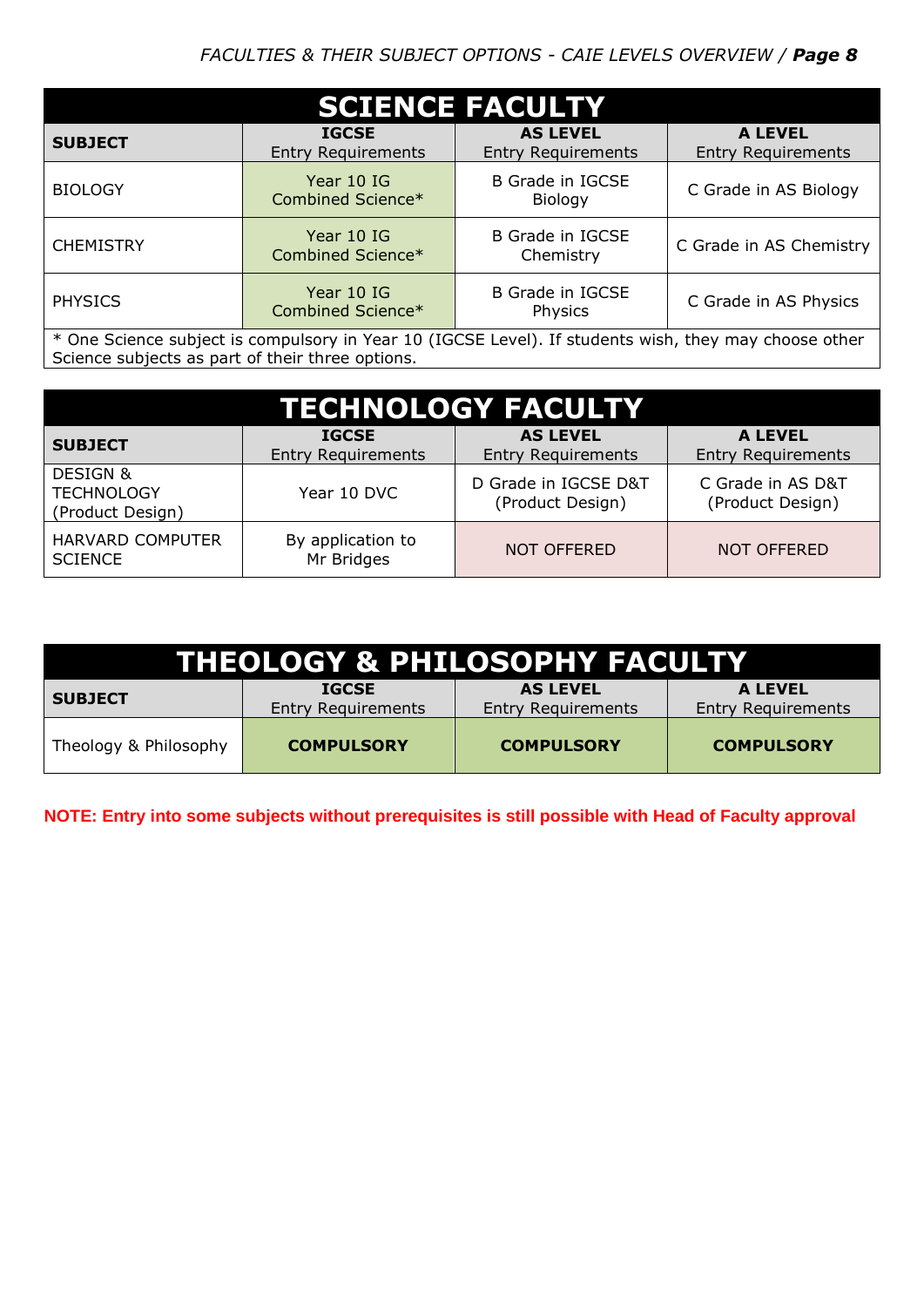## SCIENCE FACULTY

| SUBJECT | IGCSE Entry Requirements | AS LEVEL Entry Requirements | A LEVEL Entry Requirements |
|---|---|---|---|
| BIOLOGY | Year 10 IG Combined Science* | B Grade in IGCSE Biology | C Grade in AS Biology |
| CHEMISTRY | Year 10 IG Combined Science* | B Grade in IGCSE Chemistry | C Grade in AS Chemistry |
| PHYSICS | Year 10 IG Combined Science* | B Grade in IGCSE Physics | C Grade in AS Physics |

* One Science subject is compulsory in Year 10 (IGCSE Level). If students wish, they may choose other Science subjects as part of their three options.

## TECHNOLOGY FACULTY

| SUBJECT | IGCSE Entry Requirements | AS LEVEL Entry Requirements | A LEVEL Entry Requirements |
|---|---|---|---|
| DESIGN & TECHNOLOGY (Product Design) | Year 10 DVC | D Grade in IGCSE D&T (Product Design) | C Grade in AS D&T (Product Design) |
| HARVARD COMPUTER SCIENCE | By application to Mr Bridges | NOT OFFERED | NOT OFFERED |

## THEOLOGY & PHILOSOPHY FACULTY

| SUBJECT | IGCSE Entry Requirements | AS LEVEL Entry Requirements | A LEVEL Entry Requirements |
|---|---|---|---|
| Theology & Philosophy | **COMPULSORY** | **COMPULSORY** | **COMPULSORY** |

**NOTE: Entry into some subjects without prerequisites is still possible with Head of Faculty approval**